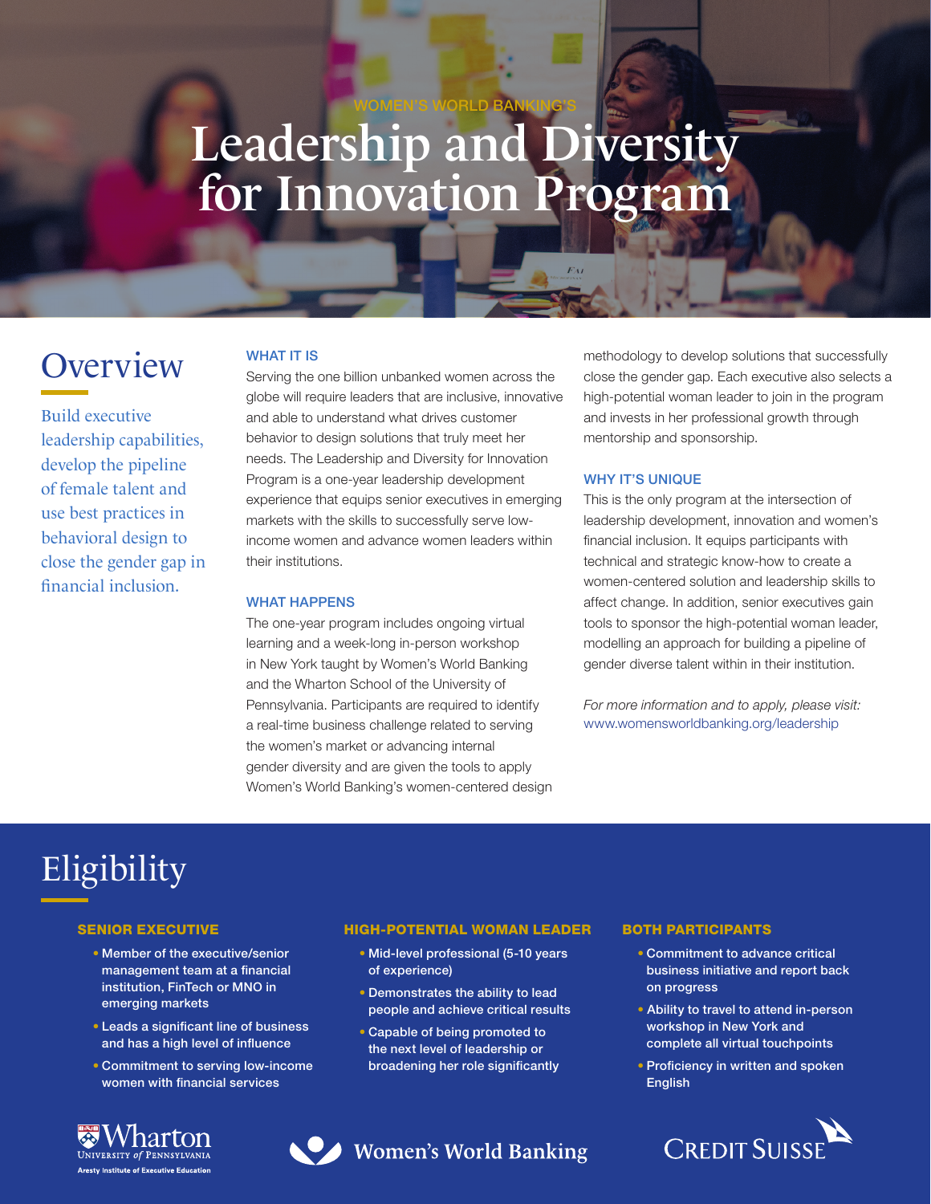WOMEN'S WORLD BANKING'S

# Leadership and Diversity for Innovation Program

## Overview

Build executive leadership capabilities, develop the pipeline of female talent and use best practices in behavioral design to close the gender gap in financial inclusion.

### WHAT IT IS

Serving the one billion unbanked women across the globe will require leaders that are inclusive, innovative and able to understand what drives customer behavior to design solutions that truly meet her needs. The Leadership and Diversity for Innovation Program is a one-year leadership development experience that equips senior executives in emerging markets with the skills to successfully serve low-income women and advance women leaders within their institutions.

### WHAT HAPPENS

The one-year program includes ongoing virtual learning and a week-long in-person workshop in New York taught by Women's World Banking and the Wharton School of the University of Pennsylvania. Participants are required to identify a real-time business challenge related to serving the women's market or advancing internal gender diversity and are given the tools to apply Women's World Banking's women-centered design methodology to develop solutions that successfully close the gender gap. Each executive also selects a high-potential woman leader to join in the program and invests in her professional growth through mentorship and sponsorship.

### WHY IT'S UNIQUE

This is the only program at the intersection of leadership development, innovation and women's financial inclusion. It equips participants with technical and strategic know-how to create a women-centered solution and leadership skills to affect change. In addition, senior executives gain tools to sponsor the high-potential woman leader, modelling an approach for building a pipeline of gender diverse talent within in their institution.

*For more information and to apply, please visit:*
www.womensworldbanking.org/leadership

## Eligibility

### SENIOR EXECUTIVE

- Member of the executive/senior management team at a financial institution, FinTech or MNO in emerging markets
- Leads a significant line of business and has a high level of influence
- Commitment to serving low-income women with financial services

### HIGH-POTENTIAL WOMAN LEADER

- Mid-level professional (5-10 years of experience)
- Demonstrates the ability to lead people and achieve critical results
- Capable of being promoted to the next level of leadership or broadening her role significantly

### BOTH PARTICIPANTS

- Commitment to advance critical business initiative and report back on progress
- Ability to travel to attend in-person workshop in New York and complete all virtual touchpoints
- Proficiency in written and spoken English

Wharton University of Pennsylvania – Aresty Institute of Executive Education | Women's World Banking | Credit Suisse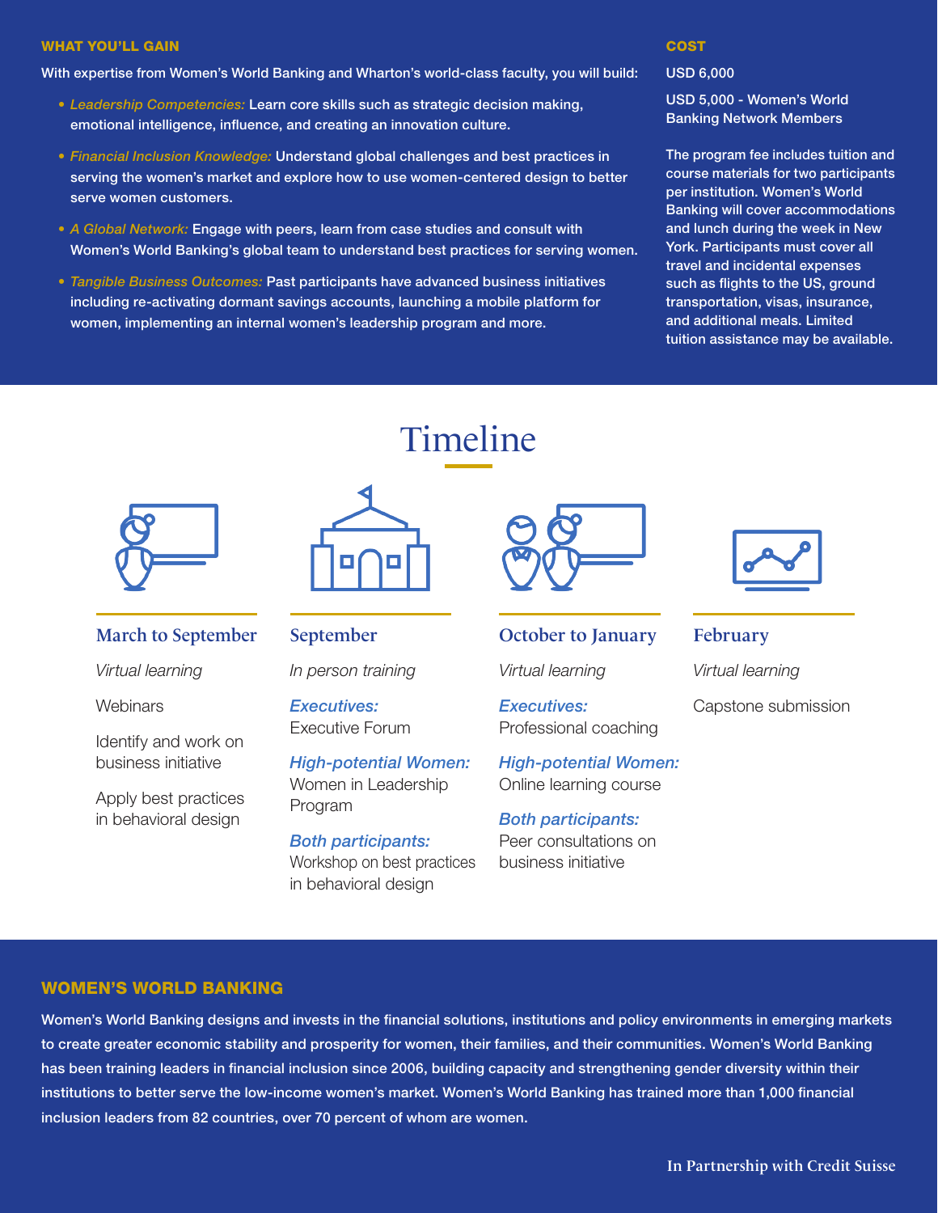## WHAT YOU'LL GAIN

With expertise from Women's World Banking and Wharton's world-class faculty, you will build:

- *Leadership Competencies:* Learn core skills such as strategic decision making, emotional intelligence, influence, and creating an innovation culture.
- *Financial Inclusion Knowledge:* Understand global challenges and best practices in serving the women's market and explore how to use women-centered design to better serve women customers.
- *A Global Network:* Engage with peers, learn from case studies and consult with Women's World Banking's global team to understand best practices for serving women.
- *Tangible Business Outcomes:* Past participants have advanced business initiatives including re-activating dormant savings accounts, launching a mobile platform for women, implementing an internal women's leadership program and more.

## COST

USD 6,000

USD 5,000 - Women's World Banking Network Members

The program fee includes tuition and course materials for two participants per institution. Women's World Banking will cover accommodations and lunch during the week in New York. Participants must cover all travel and incidental expenses such as flights to the US, ground transportation, visas, insurance, and additional meals. Limited tuition assistance may be available.

# Timeline

### March to September

*Virtual learning*

Webinars

Identify and work on business initiative

Apply best practices in behavioral design

### September

*In person training*

***Executives:***
Executive Forum

***High-potential Women:***
Women in Leadership Program

***Both participants:***
Workshop on best practices in behavioral design

### October to January

*Virtual learning*

***Executives:***
Professional coaching

***High-potential Women:***
Online learning course

***Both participants:***
Peer consultations on business initiative

### February

*Virtual learning*

Capstone submission

## WOMEN'S WORLD BANKING

Women's World Banking designs and invests in the financial solutions, institutions and policy environments in emerging markets to create greater economic stability and prosperity for women, their families, and their communities. Women's World Banking has been training leaders in financial inclusion since 2006, building capacity and strengthening gender diversity within their institutions to better serve the low-income women's market. Women's World Banking has trained more than 1,000 financial inclusion leaders from 82 countries, over 70 percent of whom are women.

In Partnership with Credit Suisse